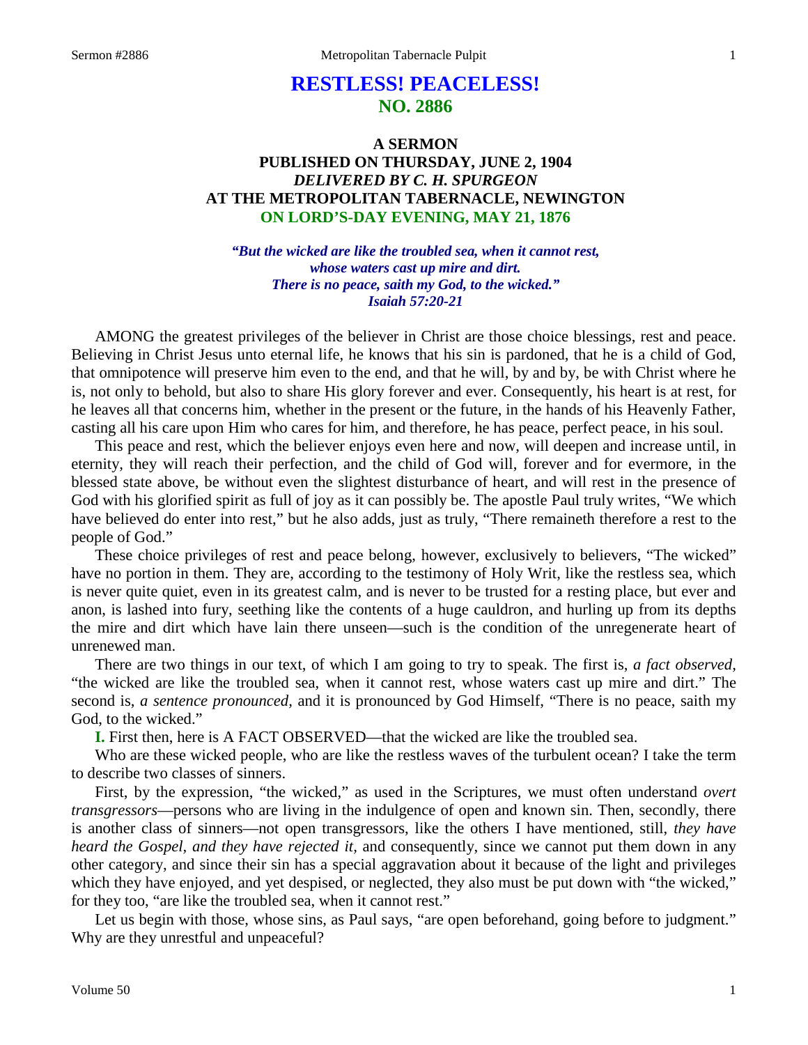# RESTLESS! PEACELESS!
## NO. 2886

### A SERMON
### PUBLISHED ON THURSDAY, JUNE 2, 1904
### *DELIVERED BY C. H. SPURGEON*
### AT THE METROPOLITAN TABERNACLE, NEWINGTON
### ON LORD'S-DAY EVENING, MAY 21, 1876

***"But the wicked are like the troubled sea, when it cannot rest, whose waters cast up mire and dirt. There is no peace, saith my God, to the wicked." Isaiah 57:20-21***

AMONG the greatest privileges of the believer in Christ are those choice blessings, rest and peace. Believing in Christ Jesus unto eternal life, he knows that his sin is pardoned, that he is a child of God, that omnipotence will preserve him even to the end, and that he will, by and by, be with Christ where he is, not only to behold, but also to share His glory forever and ever. Consequently, his heart is at rest, for he leaves all that concerns him, whether in the present or the future, in the hands of his Heavenly Father, casting all his care upon Him who cares for him, and therefore, he has peace, perfect peace, in his soul.

This peace and rest, which the believer enjoys even here and now, will deepen and increase until, in eternity, they will reach their perfection, and the child of God will, forever and for evermore, in the blessed state above, be without even the slightest disturbance of heart, and will rest in the presence of God with his glorified spirit as full of joy as it can possibly be. The apostle Paul truly writes, "We which have believed do enter into rest," but he also adds, just as truly, "There remaineth therefore a rest to the people of God."

These choice privileges of rest and peace belong, however, exclusively to believers, "The wicked" have no portion in them. They are, according to the testimony of Holy Writ, like the restless sea, which is never quite quiet, even in its greatest calm, and is never to be trusted for a resting place, but ever and anon, is lashed into fury, seething like the contents of a huge cauldron, and hurling up from its depths the mire and dirt which have lain there unseen—such is the condition of the unregenerate heart of unrenewed man.

There are two things in our text, of which I am going to try to speak. The first is, *a fact observed,* "the wicked are like the troubled sea, when it cannot rest, whose waters cast up mire and dirt." The second is, *a sentence pronounced,* and it is pronounced by God Himself, "There is no peace, saith my God, to the wicked."

**I.** First then, here is A FACT OBSERVED—that the wicked are like the troubled sea.

Who are these wicked people, who are like the restless waves of the turbulent ocean? I take the term to describe two classes of sinners.

First, by the expression, "the wicked," as used in the Scriptures, we must often understand *overt transgressors*—persons who are living in the indulgence of open and known sin. Then, secondly, there is another class of sinners—not open transgressors, like the others I have mentioned, still, *they have heard the Gospel, and they have rejected it,* and consequently, since we cannot put them down in any other category, and since their sin has a special aggravation about it because of the light and privileges which they have enjoyed, and yet despised, or neglected, they also must be put down with "the wicked," for they too, "are like the troubled sea, when it cannot rest."

Let us begin with those, whose sins, as Paul says, "are open beforehand, going before to judgment." Why are they unrestful and unpeaceful?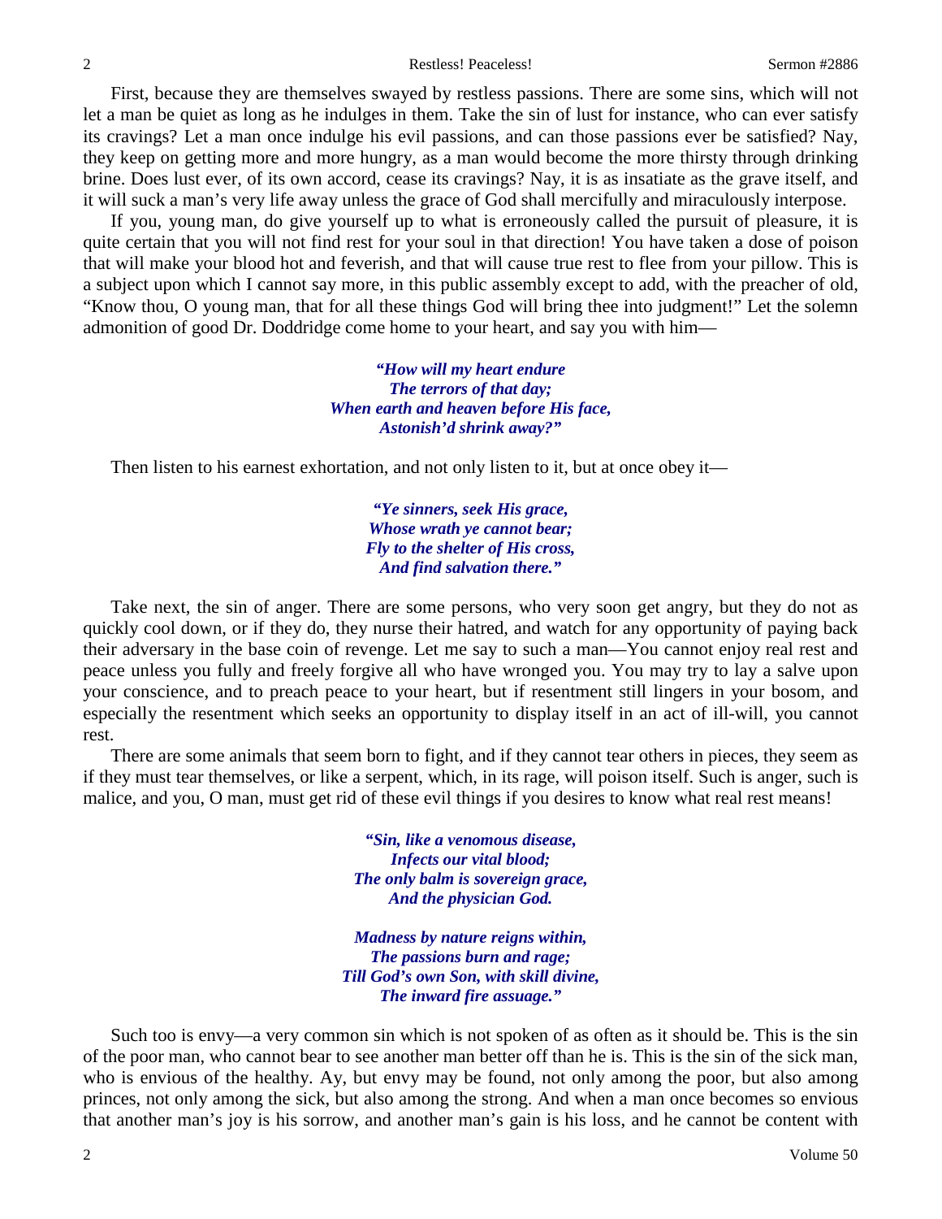First, because they are themselves swayed by restless passions. There are some sins, which will not let a man be quiet as long as he indulges in them. Take the sin of lust for instance, who can ever satisfy its cravings? Let a man once indulge his evil passions, and can those passions ever be satisfied? Nay, they keep on getting more and more hungry, as a man would become the more thirsty through drinking brine. Does lust ever, of its own accord, cease its cravings? Nay, it is as insatiate as the grave itself, and it will suck a man's very life away unless the grace of God shall mercifully and miraculously interpose.

If you, young man, do give yourself up to what is erroneously called the pursuit of pleasure, it is quite certain that you will not find rest for your soul in that direction! You have taken a dose of poison that will make your blood hot and feverish, and that will cause true rest to flee from your pillow. This is a subject upon which I cannot say more, in this public assembly except to add, with the preacher of old, "Know thou, O young man, that for all these things God will bring thee into judgment!" Let the solemn admonition of good Dr. Doddridge come home to your heart, and say you with him—

> ***"How will my heart endure***
> ***The terrors of that day;***
> ***When earth and heaven before His face,***
> ***Astonish'd shrink away?"***

Then listen to his earnest exhortation, and not only listen to it, but at once obey it—

> ***"Ye sinners, seek His grace,***
> ***Whose wrath ye cannot bear;***
> ***Fly to the shelter of His cross,***
> ***And find salvation there."***

Take next, the sin of anger. There are some persons, who very soon get angry, but they do not as quickly cool down, or if they do, they nurse their hatred, and watch for any opportunity of paying back their adversary in the base coin of revenge. Let me say to such a man—You cannot enjoy real rest and peace unless you fully and freely forgive all who have wronged you. You may try to lay a salve upon your conscience, and to preach peace to your heart, but if resentment still lingers in your bosom, and especially the resentment which seeks an opportunity to display itself in an act of ill-will, you cannot rest.

There are some animals that seem born to fight, and if they cannot tear others in pieces, they seem as if they must tear themselves, or like a serpent, which, in its rage, will poison itself. Such is anger, such is malice, and you, O man, must get rid of these evil things if you desires to know what real rest means!

> ***"Sin, like a venomous disease,***
> ***Infects our vital blood;***
> ***The only balm is sovereign grace,***
> ***And the physician God.***
>
> ***Madness by nature reigns within,***
> ***The passions burn and rage;***
> ***Till God's own Son, with skill divine,***
> ***The inward fire assuage."***

Such too is envy—a very common sin which is not spoken of as often as it should be. This is the sin of the poor man, who cannot bear to see another man better off than he is. This is the sin of the sick man, who is envious of the healthy. Ay, but envy may be found, not only among the poor, but also among princes, not only among the sick, but also among the strong. And when a man once becomes so envious that another man's joy is his sorrow, and another man's gain is his loss, and he cannot be content with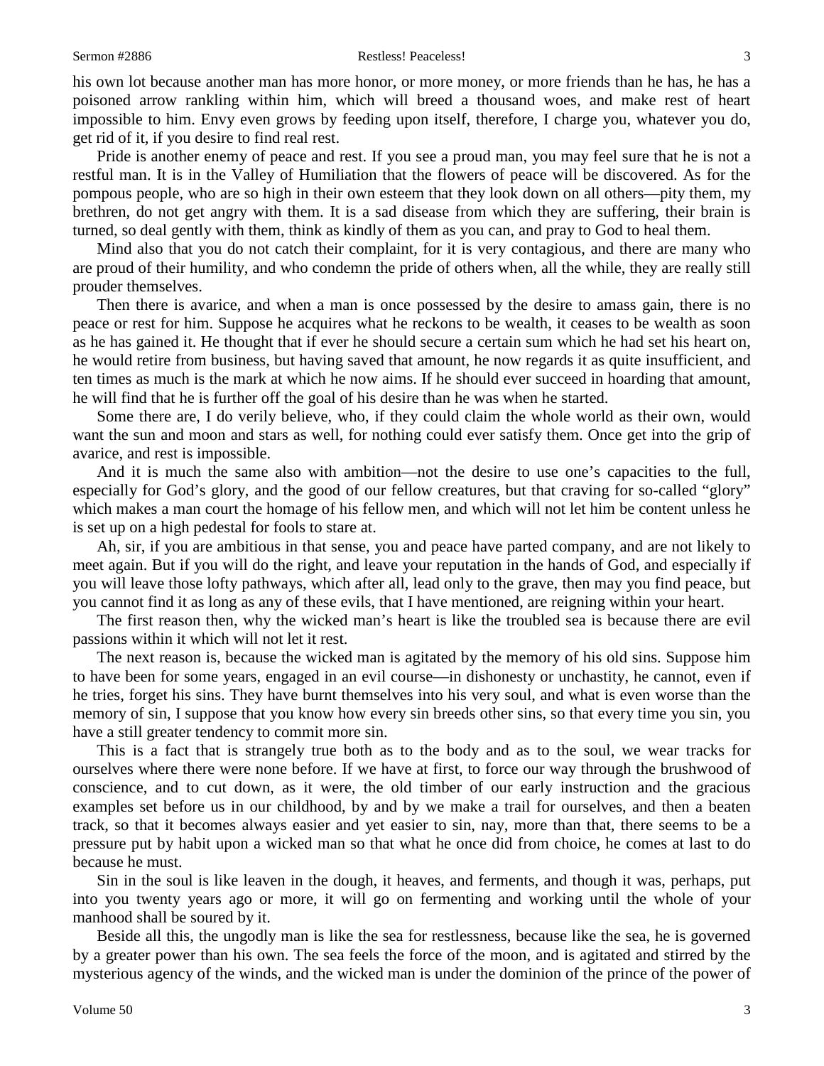his own lot because another man has more honor, or more money, or more friends than he has, he has a poisoned arrow rankling within him, which will breed a thousand woes, and make rest of heart impossible to him. Envy even grows by feeding upon itself, therefore, I charge you, whatever you do, get rid of it, if you desire to find real rest.

Pride is another enemy of peace and rest. If you see a proud man, you may feel sure that he is not a restful man. It is in the Valley of Humiliation that the flowers of peace will be discovered. As for the pompous people, who are so high in their own esteem that they look down on all others—pity them, my brethren, do not get angry with them. It is a sad disease from which they are suffering, their brain is turned, so deal gently with them, think as kindly of them as you can, and pray to God to heal them.

Mind also that you do not catch their complaint, for it is very contagious, and there are many who are proud of their humility, and who condemn the pride of others when, all the while, they are really still prouder themselves.

Then there is avarice, and when a man is once possessed by the desire to amass gain, there is no peace or rest for him. Suppose he acquires what he reckons to be wealth, it ceases to be wealth as soon as he has gained it. He thought that if ever he should secure a certain sum which he had set his heart on, he would retire from business, but having saved that amount, he now regards it as quite insufficient, and ten times as much is the mark at which he now aims. If he should ever succeed in hoarding that amount, he will find that he is further off the goal of his desire than he was when he started.

Some there are, I do verily believe, who, if they could claim the whole world as their own, would want the sun and moon and stars as well, for nothing could ever satisfy them. Once get into the grip of avarice, and rest is impossible.

And it is much the same also with ambition—not the desire to use one's capacities to the full, especially for God's glory, and the good of our fellow creatures, but that craving for so-called "glory" which makes a man court the homage of his fellow men, and which will not let him be content unless he is set up on a high pedestal for fools to stare at.

Ah, sir, if you are ambitious in that sense, you and peace have parted company, and are not likely to meet again. But if you will do the right, and leave your reputation in the hands of God, and especially if you will leave those lofty pathways, which after all, lead only to the grave, then may you find peace, but you cannot find it as long as any of these evils, that I have mentioned, are reigning within your heart.

The first reason then, why the wicked man's heart is like the troubled sea is because there are evil passions within it which will not let it rest.

The next reason is, because the wicked man is agitated by the memory of his old sins. Suppose him to have been for some years, engaged in an evil course—in dishonesty or unchastity, he cannot, even if he tries, forget his sins. They have burnt themselves into his very soul, and what is even worse than the memory of sin, I suppose that you know how every sin breeds other sins, so that every time you sin, you have a still greater tendency to commit more sin.

This is a fact that is strangely true both as to the body and as to the soul, we wear tracks for ourselves where there were none before. If we have at first, to force our way through the brushwood of conscience, and to cut down, as it were, the old timber of our early instruction and the gracious examples set before us in our childhood, by and by we make a trail for ourselves, and then a beaten track, so that it becomes always easier and yet easier to sin, nay, more than that, there seems to be a pressure put by habit upon a wicked man so that what he once did from choice, he comes at last to do because he must.

Sin in the soul is like leaven in the dough, it heaves, and ferments, and though it was, perhaps, put into you twenty years ago or more, it will go on fermenting and working until the whole of your manhood shall be soured by it.

Beside all this, the ungodly man is like the sea for restlessness, because like the sea, he is governed by a greater power than his own. The sea feels the force of the moon, and is agitated and stirred by the mysterious agency of the winds, and the wicked man is under the dominion of the prince of the power of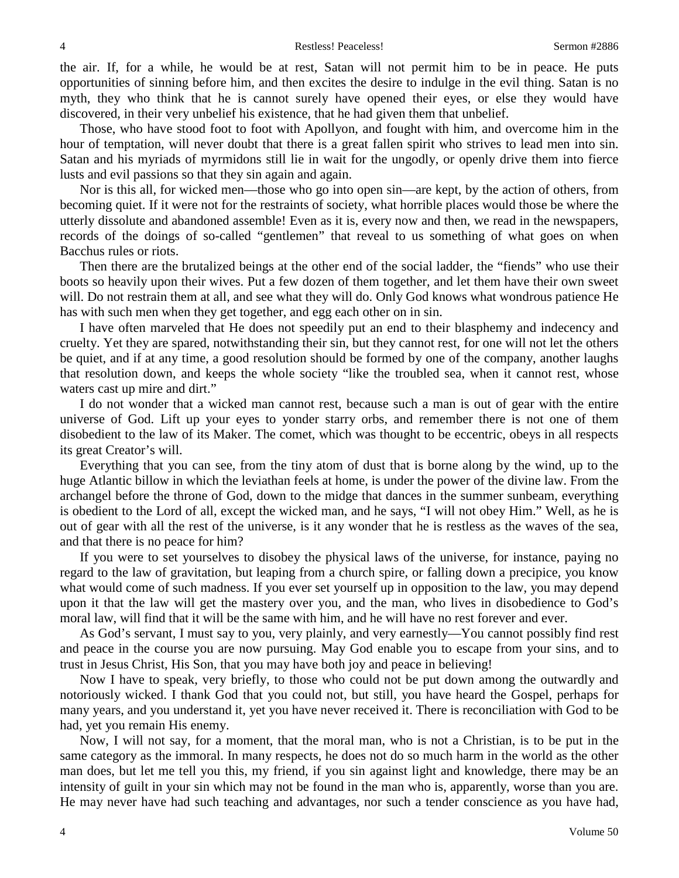the air. If, for a while, he would be at rest, Satan will not permit him to be in peace. He puts opportunities of sinning before him, and then excites the desire to indulge in the evil thing. Satan is no myth, they who think that he is cannot surely have opened their eyes, or else they would have discovered, in their very unbelief his existence, that he had given them that unbelief.

Those, who have stood foot to foot with Apollyon, and fought with him, and overcome him in the hour of temptation, will never doubt that there is a great fallen spirit who strives to lead men into sin. Satan and his myriads of myrmidons still lie in wait for the ungodly, or openly drive them into fierce lusts and evil passions so that they sin again and again.

Nor is this all, for wicked men—those who go into open sin—are kept, by the action of others, from becoming quiet. If it were not for the restraints of society, what horrible places would those be where the utterly dissolute and abandoned assemble! Even as it is, every now and then, we read in the newspapers, records of the doings of so-called "gentlemen" that reveal to us something of what goes on when Bacchus rules or riots.

Then there are the brutalized beings at the other end of the social ladder, the "fiends" who use their boots so heavily upon their wives. Put a few dozen of them together, and let them have their own sweet will. Do not restrain them at all, and see what they will do. Only God knows what wondrous patience He has with such men when they get together, and egg each other on in sin.

I have often marveled that He does not speedily put an end to their blasphemy and indecency and cruelty. Yet they are spared, notwithstanding their sin, but they cannot rest, for one will not let the others be quiet, and if at any time, a good resolution should be formed by one of the company, another laughs that resolution down, and keeps the whole society "like the troubled sea, when it cannot rest, whose waters cast up mire and dirt."

I do not wonder that a wicked man cannot rest, because such a man is out of gear with the entire universe of God. Lift up your eyes to yonder starry orbs, and remember there is not one of them disobedient to the law of its Maker. The comet, which was thought to be eccentric, obeys in all respects its great Creator's will.

Everything that you can see, from the tiny atom of dust that is borne along by the wind, up to the huge Atlantic billow in which the leviathan feels at home, is under the power of the divine law. From the archangel before the throne of God, down to the midge that dances in the summer sunbeam, everything is obedient to the Lord of all, except the wicked man, and he says, "I will not obey Him." Well, as he is out of gear with all the rest of the universe, is it any wonder that he is restless as the waves of the sea, and that there is no peace for him?

If you were to set yourselves to disobey the physical laws of the universe, for instance, paying no regard to the law of gravitation, but leaping from a church spire, or falling down a precipice, you know what would come of such madness. If you ever set yourself up in opposition to the law, you may depend upon it that the law will get the mastery over you, and the man, who lives in disobedience to God's moral law, will find that it will be the same with him, and he will have no rest forever and ever.

As God's servant, I must say to you, very plainly, and very earnestly—You cannot possibly find rest and peace in the course you are now pursuing. May God enable you to escape from your sins, and to trust in Jesus Christ, His Son, that you may have both joy and peace in believing!

Now I have to speak, very briefly, to those who could not be put down among the outwardly and notoriously wicked. I thank God that you could not, but still, you have heard the Gospel, perhaps for many years, and you understand it, yet you have never received it. There is reconciliation with God to be had, yet you remain His enemy.

Now, I will not say, for a moment, that the moral man, who is not a Christian, is to be put in the same category as the immoral. In many respects, he does not do so much harm in the world as the other man does, but let me tell you this, my friend, if you sin against light and knowledge, there may be an intensity of guilt in your sin which may not be found in the man who is, apparently, worse than you are. He may never have had such teaching and advantages, nor such a tender conscience as you have had,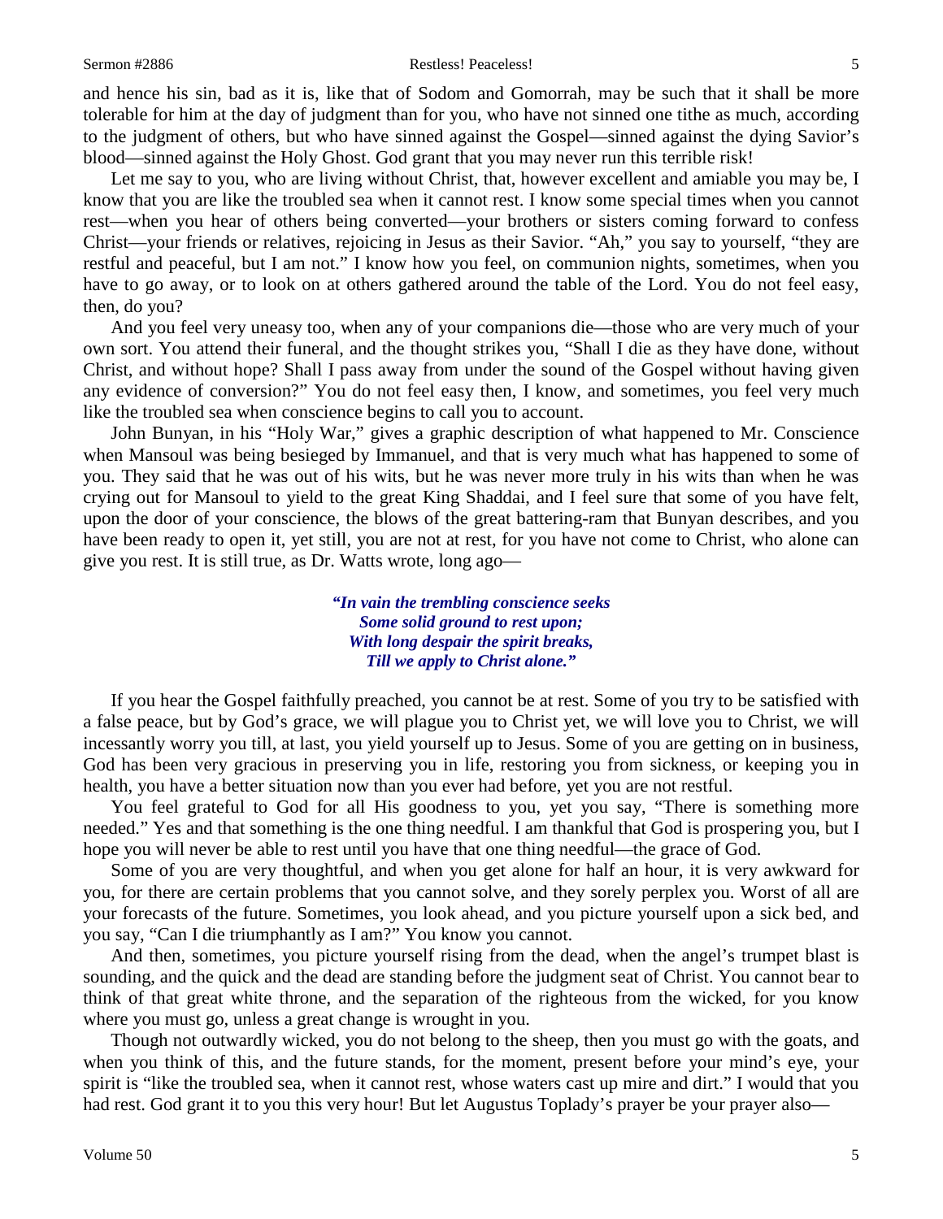and hence his sin, bad as it is, like that of Sodom and Gomorrah, may be such that it shall be more tolerable for him at the day of judgment than for you, who have not sinned one tithe as much, according to the judgment of others, but who have sinned against the Gospel—sinned against the dying Savior's blood—sinned against the Holy Ghost. God grant that you may never run this terrible risk!

Let me say to you, who are living without Christ, that, however excellent and amiable you may be, I know that you are like the troubled sea when it cannot rest. I know some special times when you cannot rest—when you hear of others being converted—your brothers or sisters coming forward to confess Christ—your friends or relatives, rejoicing in Jesus as their Savior. "Ah," you say to yourself, "they are restful and peaceful, but I am not." I know how you feel, on communion nights, sometimes, when you have to go away, or to look on at others gathered around the table of the Lord. You do not feel easy, then, do you?

And you feel very uneasy too, when any of your companions die—those who are very much of your own sort. You attend their funeral, and the thought strikes you, "Shall I die as they have done, without Christ, and without hope? Shall I pass away from under the sound of the Gospel without having given any evidence of conversion?" You do not feel easy then, I know, and sometimes, you feel very much like the troubled sea when conscience begins to call you to account.

John Bunyan, in his "Holy War," gives a graphic description of what happened to Mr. Conscience when Mansoul was being besieged by Immanuel, and that is very much what has happened to some of you. They said that he was out of his wits, but he was never more truly in his wits than when he was crying out for Mansoul to yield to the great King Shaddai, and I feel sure that some of you have felt, upon the door of your conscience, the blows of the great battering-ram that Bunyan describes, and you have been ready to open it, yet still, you are not at rest, for you have not come to Christ, who alone can give you rest. It is still true, as Dr. Watts wrote, long ago—

> ***"In vain the trembling conscience seeks***
> ***Some solid ground to rest upon;***
> ***With long despair the spirit breaks,***
> ***Till we apply to Christ alone."***

If you hear the Gospel faithfully preached, you cannot be at rest. Some of you try to be satisfied with a false peace, but by God's grace, we will plague you to Christ yet, we will love you to Christ, we will incessantly worry you till, at last, you yield yourself up to Jesus. Some of you are getting on in business, God has been very gracious in preserving you in life, restoring you from sickness, or keeping you in health, you have a better situation now than you ever had before, yet you are not restful.

You feel grateful to God for all His goodness to you, yet you say, "There is something more needed." Yes and that something is the one thing needful. I am thankful that God is prospering you, but I hope you will never be able to rest until you have that one thing needful—the grace of God.

Some of you are very thoughtful, and when you get alone for half an hour, it is very awkward for you, for there are certain problems that you cannot solve, and they sorely perplex you. Worst of all are your forecasts of the future. Sometimes, you look ahead, and you picture yourself upon a sick bed, and you say, "Can I die triumphantly as I am?" You know you cannot.

And then, sometimes, you picture yourself rising from the dead, when the angel's trumpet blast is sounding, and the quick and the dead are standing before the judgment seat of Christ. You cannot bear to think of that great white throne, and the separation of the righteous from the wicked, for you know where you must go, unless a great change is wrought in you.

Though not outwardly wicked, you do not belong to the sheep, then you must go with the goats, and when you think of this, and the future stands, for the moment, present before your mind's eye, your spirit is "like the troubled sea, when it cannot rest, whose waters cast up mire and dirt." I would that you had rest. God grant it to you this very hour! But let Augustus Toplady's prayer be your prayer also—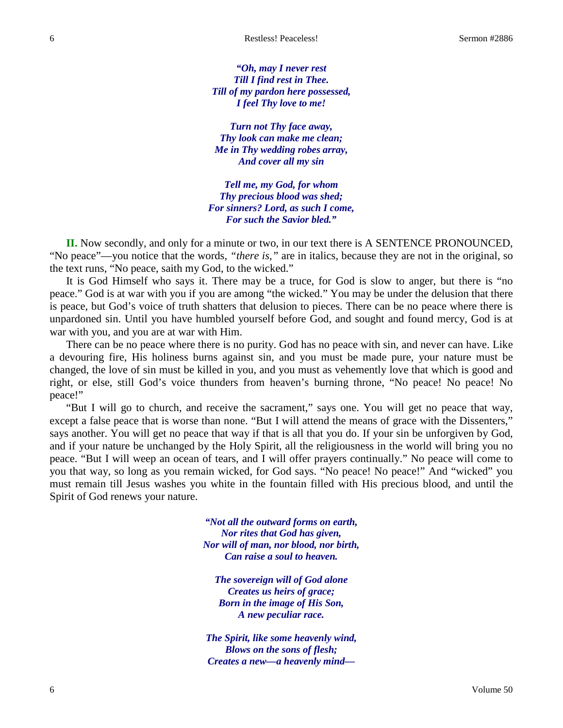*"Oh, may I never rest*
*Till I find rest in Thee.*
*Till of my pardon here possessed,*
*I feel Thy love to me!*

*Turn not Thy face away,*
*Thy look can make me clean;*
*Me in Thy wedding robes array,*
*And cover all my sin*

*Tell me, my God, for whom*
*Thy precious blood was shed;*
*For sinners? Lord, as such I come,*
*For such the Savior bled."*

**II.** Now secondly, and only for a minute or two, in our text there is A SENTENCE PRONOUNCED, "No peace"—you notice that the words, *"there is,"* are in italics, because they are not in the original, so the text runs, "No peace, saith my God, to the wicked."

It is God Himself who says it. There may be a truce, for God is slow to anger, but there is "no peace." God is at war with you if you are among "the wicked." You may be under the delusion that there is peace, but God's voice of truth shatters that delusion to pieces. There can be no peace where there is unpardoned sin. Until you have humbled yourself before God, and sought and found mercy, God is at war with you, and you are at war with Him.

There can be no peace where there is no purity. God has no peace with sin, and never can have. Like a devouring fire, His holiness burns against sin, and you must be made pure, your nature must be changed, the love of sin must be killed in you, and you must as vehemently love that which is good and right, or else, still God's voice thunders from heaven's burning throne, "No peace! No peace! No peace!"

"But I will go to church, and receive the sacrament," says one. You will get no peace that way, except a false peace that is worse than none. "But I will attend the means of grace with the Dissenters," says another. You will get no peace that way if that is all that you do. If your sin be unforgiven by God, and if your nature be unchanged by the Holy Spirit, all the religiousness in the world will bring you no peace. "But I will weep an ocean of tears, and I will offer prayers continually." No peace will come to you that way, so long as you remain wicked, for God says. "No peace! No peace!" And "wicked" you must remain till Jesus washes you white in the fountain filled with His precious blood, and until the Spirit of God renews your nature.

*"Not all the outward forms on earth,*
*Nor rites that God has given,*
*Nor will of man, nor blood, nor birth,*
*Can raise a soul to heaven.*

*The sovereign will of God alone*
*Creates us heirs of grace;*
*Born in the image of His Son,*
*A new peculiar race.*

*The Spirit, like some heavenly wind,*
*Blows on the sons of flesh;*
*Creates a new—a heavenly mind—*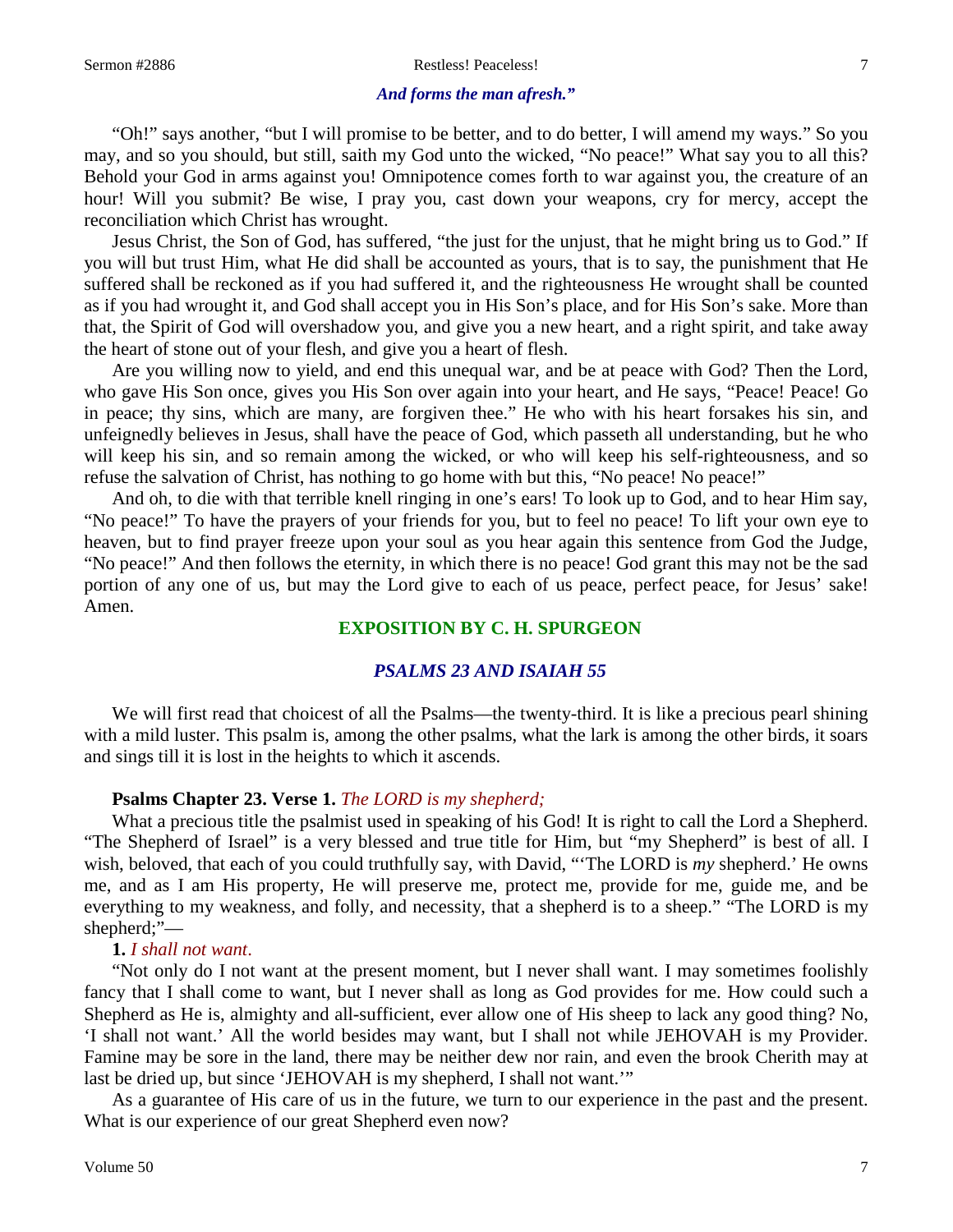*And forms the man afresh."*

"Oh!" says another, "but I will promise to be better, and to do better, I will amend my ways." So you may, and so you should, but still, saith my God unto the wicked, "No peace!" What say you to all this? Behold your God in arms against you! Omnipotence comes forth to war against you, the creature of an hour! Will you submit? Be wise, I pray you, cast down your weapons, cry for mercy, accept the reconciliation which Christ has wrought.

Jesus Christ, the Son of God, has suffered, "the just for the unjust, that he might bring us to God." If you will but trust Him, what He did shall be accounted as yours, that is to say, the punishment that He suffered shall be reckoned as if you had suffered it, and the righteousness He wrought shall be counted as if you had wrought it, and God shall accept you in His Son's place, and for His Son's sake. More than that, the Spirit of God will overshadow you, and give you a new heart, and a right spirit, and take away the heart of stone out of your flesh, and give you a heart of flesh.

Are you willing now to yield, and end this unequal war, and be at peace with God? Then the Lord, who gave His Son once, gives you His Son over again into your heart, and He says, "Peace! Peace! Go in peace; thy sins, which are many, are forgiven thee." He who with his heart forsakes his sin, and unfeignedly believes in Jesus, shall have the peace of God, which passeth all understanding, but he who will keep his sin, and so remain among the wicked, or who will keep his self-righteousness, and so refuse the salvation of Christ, has nothing to go home with but this, "No peace! No peace!"

And oh, to die with that terrible knell ringing in one's ears! To look up to God, and to hear Him say, "No peace!" To have the prayers of your friends for you, but to feel no peace! To lift your own eye to heaven, but to find prayer freeze upon your soul as you hear again this sentence from God the Judge, "No peace!" And then follows the eternity, in which there is no peace! God grant this may not be the sad portion of any one of us, but may the Lord give to each of us peace, perfect peace, for Jesus' sake! Amen.

## EXPOSITION BY C. H. SPURGEON

### *PSALMS 23 AND ISAIAH 55*

We will first read that choicest of all the Psalms—the twenty-third. It is like a precious pearl shining with a mild luster. This psalm is, among the other psalms, what the lark is among the other birds, it soars and sings till it is lost in the heights to which it ascends.

**Psalms Chapter 23. Verse 1.** *The LORD is my shepherd;*

What a precious title the psalmist used in speaking of his God! It is right to call the Lord a Shepherd. "The Shepherd of Israel" is a very blessed and true title for Him, but "my Shepherd" is best of all. I wish, beloved, that each of you could truthfully say, with David, "'The LORD is *my* shepherd.' He owns me, and as I am His property, He will preserve me, protect me, provide for me, guide me, and be everything to my weakness, and folly, and necessity, that a shepherd is to a sheep." "The LORD is my shepherd;"—

**1.** *I shall not want*.

"Not only do I not want at the present moment, but I never shall want. I may sometimes foolishly fancy that I shall come to want, but I never shall as long as God provides for me. How could such a Shepherd as He is, almighty and all-sufficient, ever allow one of His sheep to lack any good thing? No, 'I shall not want.' All the world besides may want, but I shall not while JEHOVAH is my Provider. Famine may be sore in the land, there may be neither dew nor rain, and even the brook Cherith may at last be dried up, but since 'JEHOVAH is my shepherd, I shall not want.'"

As a guarantee of His care of us in the future, we turn to our experience in the past and the present. What is our experience of our great Shepherd even now?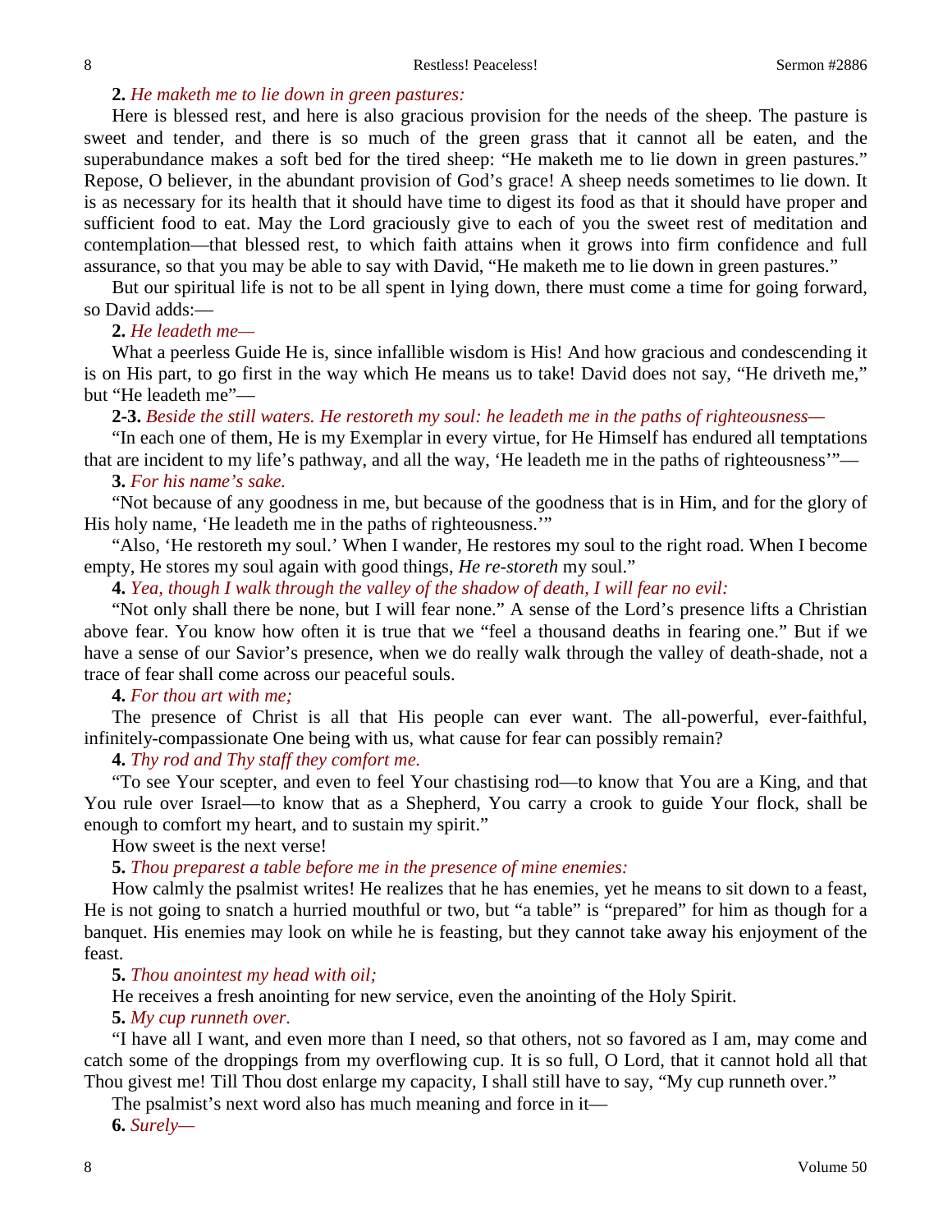**2.** *He maketh me to lie down in green pastures:*

Here is blessed rest, and here is also gracious provision for the needs of the sheep. The pasture is sweet and tender, and there is so much of the green grass that it cannot all be eaten, and the superabundance makes a soft bed for the tired sheep: "He maketh me to lie down in green pastures." Repose, O believer, in the abundant provision of God's grace! A sheep needs sometimes to lie down. It is as necessary for its health that it should have time to digest its food as that it should have proper and sufficient food to eat. May the Lord graciously give to each of you the sweet rest of meditation and contemplation—that blessed rest, to which faith attains when it grows into firm confidence and full assurance, so that you may be able to say with David, "He maketh me to lie down in green pastures."

But our spiritual life is not to be all spent in lying down, there must come a time for going forward, so David adds:—

**2.** *He leadeth me—*

What a peerless Guide He is, since infallible wisdom is His! And how gracious and condescending it is on His part, to go first in the way which He means us to take! David does not say, "He driveth me," but "He leadeth me"—

**2-3.** *Beside the still waters. He restoreth my soul: he leadeth me in the paths of righteousness—*

"In each one of them, He is my Exemplar in every virtue, for He Himself has endured all temptations that are incident to my life's pathway, and all the way, 'He leadeth me in the paths of righteousness'"—

**3.** *For his name's sake.*

"Not because of any goodness in me, but because of the goodness that is in Him, and for the glory of His holy name, 'He leadeth me in the paths of righteousness.'"

"Also, 'He restoreth my soul.' When I wander, He restores my soul to the right road. When I become empty, He stores my soul again with good things, *He re-storeth* my soul."

**4.** *Yea, though I walk through the valley of the shadow of death, I will fear no evil:*

"Not only shall there be none, but I will fear none." A sense of the Lord's presence lifts a Christian above fear. You know how often it is true that we "feel a thousand deaths in fearing one." But if we have a sense of our Savior's presence, when we do really walk through the valley of death-shade, not a trace of fear shall come across our peaceful souls.

**4.** *For thou art with me;*

The presence of Christ is all that His people can ever want. The all-powerful, ever-faithful, infinitely-compassionate One being with us, what cause for fear can possibly remain?

**4.** *Thy rod and Thy staff they comfort me.*

"To see Your scepter, and even to feel Your chastising rod—to know that You are a King, and that You rule over Israel—to know that as a Shepherd, You carry a crook to guide Your flock, shall be enough to comfort my heart, and to sustain my spirit."

How sweet is the next verse!

**5.** *Thou preparest a table before me in the presence of mine enemies:*

How calmly the psalmist writes! He realizes that he has enemies, yet he means to sit down to a feast, He is not going to snatch a hurried mouthful or two, but "a table" is "prepared" for him as though for a banquet. His enemies may look on while he is feasting, but they cannot take away his enjoyment of the feast.

**5.** *Thou anointest my head with oil;*

He receives a fresh anointing for new service, even the anointing of the Holy Spirit.

**5.** *My cup runneth over.*

"I have all I want, and even more than I need, so that others, not so favored as I am, may come and catch some of the droppings from my overflowing cup. It is so full, O Lord, that it cannot hold all that Thou givest me! Till Thou dost enlarge my capacity, I shall still have to say, "My cup runneth over."

The psalmist's next word also has much meaning and force in it—

**6.** *Surely—*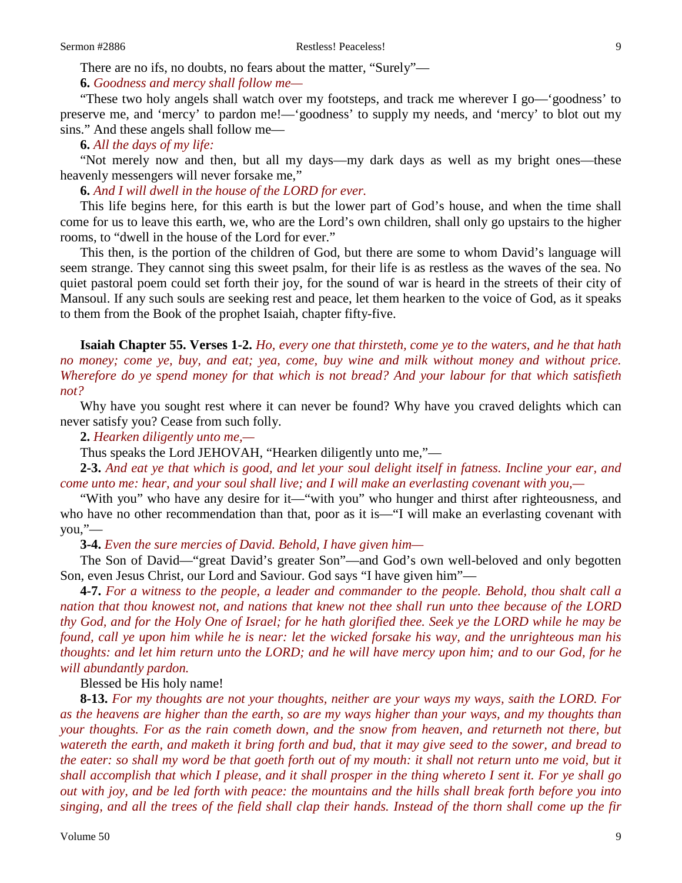There are no ifs, no doubts, no fears about the matter, "Surely"—

**6.** *Goodness and mercy shall follow me—*

"These two holy angels shall watch over my footsteps, and track me wherever I go—'goodness' to preserve me, and 'mercy' to pardon me!—'goodness' to supply my needs, and 'mercy' to blot out my sins." And these angels shall follow me—

**6.** *All the days of my life:*

"Not merely now and then, but all my days—my dark days as well as my bright ones—these heavenly messengers will never forsake me,"

**6.** *And I will dwell in the house of the LORD for ever.*

This life begins here, for this earth is but the lower part of God's house, and when the time shall come for us to leave this earth, we, who are the Lord's own children, shall only go upstairs to the higher rooms, to "dwell in the house of the Lord for ever."

This then, is the portion of the children of God, but there are some to whom David's language will seem strange. They cannot sing this sweet psalm, for their life is as restless as the waves of the sea. No quiet pastoral poem could set forth their joy, for the sound of war is heard in the streets of their city of Mansoul. If any such souls are seeking rest and peace, let them hearken to the voice of God, as it speaks to them from the Book of the prophet Isaiah, chapter fifty-five.

**Isaiah Chapter 55. Verses 1-2.** *Ho, every one that thirsteth, come ye to the waters, and he that hath no money; come ye, buy, and eat; yea, come, buy wine and milk without money and without price. Wherefore do ye spend money for that which is not bread? And your labour for that which satisfieth not?*

Why have you sought rest where it can never be found? Why have you craved delights which can never satisfy you? Cease from such folly.

**2.** *Hearken diligently unto me,—*

Thus speaks the Lord JEHOVAH, "Hearken diligently unto me,"—

**2-3.** *And eat ye that which is good, and let your soul delight itself in fatness. Incline your ear, and come unto me: hear, and your soul shall live; and I will make an everlasting covenant with you,—*

"With you" who have any desire for it—"with you" who hunger and thirst after righteousness, and who have no other recommendation than that, poor as it is—"I will make an everlasting covenant with you,"—

**3-4.** *Even the sure mercies of David. Behold, I have given him—*

The Son of David—"great David's greater Son"—and God's own well-beloved and only begotten Son, even Jesus Christ, our Lord and Saviour. God says "I have given him"—

**4-7.** *For a witness to the people, a leader and commander to the people. Behold, thou shalt call a nation that thou knowest not, and nations that knew not thee shall run unto thee because of the LORD thy God, and for the Holy One of Israel; for he hath glorified thee. Seek ye the LORD while he may be found, call ye upon him while he is near: let the wicked forsake his way, and the unrighteous man his thoughts: and let him return unto the LORD; and he will have mercy upon him; and to our God, for he will abundantly pardon.*

Blessed be His holy name!

**8-13.** *For my thoughts are not your thoughts, neither are your ways my ways, saith the LORD. For as the heavens are higher than the earth, so are my ways higher than your ways, and my thoughts than your thoughts. For as the rain cometh down, and the snow from heaven, and returneth not there, but watereth the earth, and maketh it bring forth and bud, that it may give seed to the sower, and bread to the eater: so shall my word be that goeth forth out of my mouth: it shall not return unto me void, but it shall accomplish that which I please, and it shall prosper in the thing whereto I sent it. For ye shall go out with joy, and be led forth with peace: the mountains and the hills shall break forth before you into singing, and all the trees of the field shall clap their hands. Instead of the thorn shall come up the fir*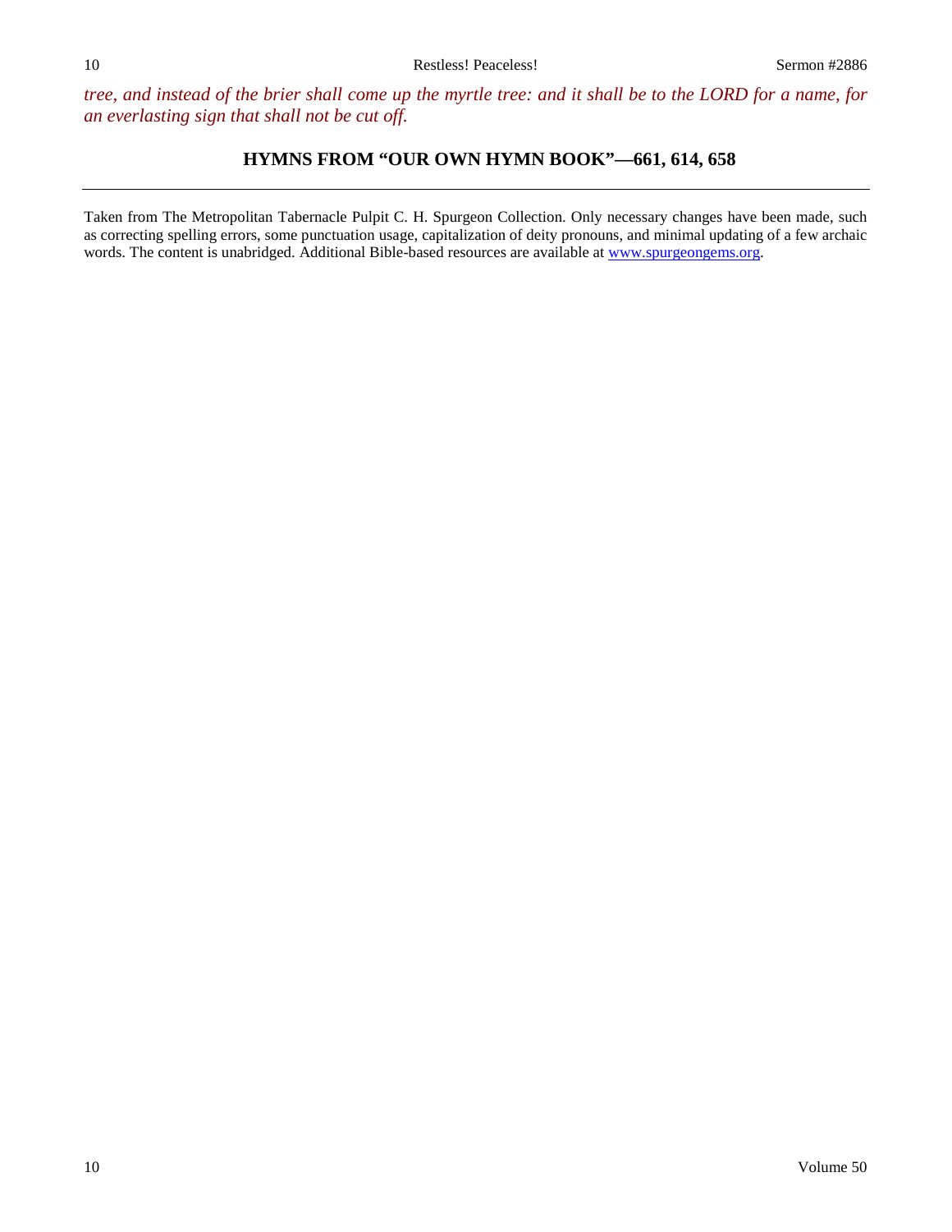*tree, and instead of the brier shall come up the myrtle tree: and it shall be to the LORD for a name, for an everlasting sign that shall not be cut off.*

## HYMNS FROM "OUR OWN HYMN BOOK"—661, 614, 658

---

Taken from The Metropolitan Tabernacle Pulpit C. H. Spurgeon Collection. Only necessary changes have been made, such as correcting spelling errors, some punctuation usage, capitalization of deity pronouns, and minimal updating of a few archaic words. The content is unabridged. Additional Bible-based resources are available at www.spurgeongems.org.